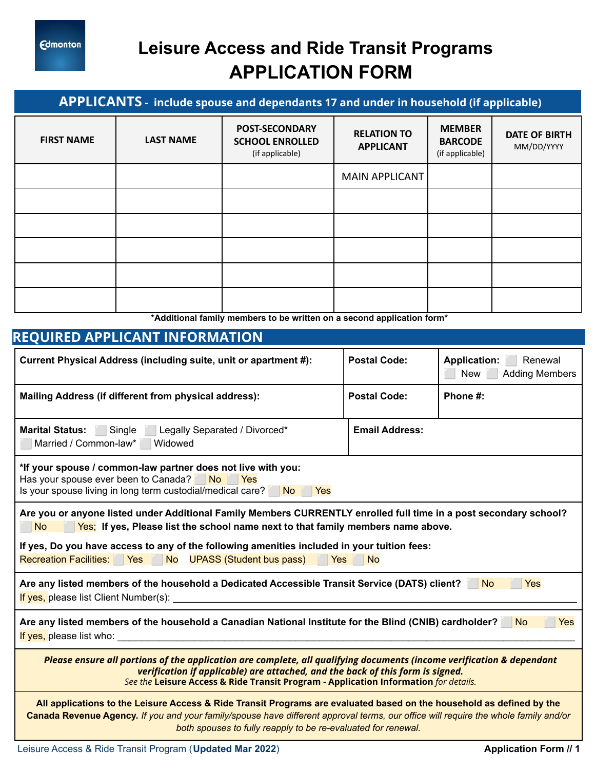# Leisure Access and Ride Transit Programs

# APPLICATION FORM

## APPLICANTS - include spouse and dependants 17 and under in household (if applicable)

| FIRST NAME | LAST NAME | POST-SECONDARY SCHOOL ENROLLED (if applicable) | RELATION TO APPLICANT | MEMBER BARCODE (if applicable) | DATE OF BIRTH MM/DD/YYYY |
|---|---|---|---|---|---|
| | | | MAIN APPLICANT | | |
| | | | | | |
| | | | | | |
| | | | | | |
| | | | | | |
| | | | | | |

**\*Additional family members to be written on a second application form\***

## REQUIRED APPLICANT INFORMATION

| | | |
|---|---|---|
| **Current Physical Address (including suite, unit or apartment #):** | **Postal Code:** | **Application:** ⬜ Renewal ⬜ New ⬜ Adding Members |
| **Mailing Address (if different from physical address):** | **Postal Code:** | **Phone #:** |

**Marital Status:** ⬜ Single ⬜ Legally Separated / Divorced\* ⬜ Married / Common-law\* ⬜ Widowed

**Email Address:**

**\*If your spouse / common-law partner does not live with you:**
Has your spouse ever been to Canada? ⬜ No ⬜ Yes
Is your spouse living in long term custodial/medical care? ⬜ No ⬜ Yes

**Are you or anyone listed under Additional Family Members CURRENTLY enrolled full time in a post secondary school?**
⬜ No ⬜ Yes; **If yes, Please list the school name next to that family members name above.**

**If yes, Do you have access to any of the following amenities included in your tuition fees:**
Recreation Facilities: ⬜ Yes ⬜ No UPASS (Student bus pass) ⬜ Yes ⬜ No

**Are any listed members of the household a Dedicated Accessible Transit Service (DATS) client?** ⬜ No ⬜ Yes
If yes, please list Client Number(s): ____________________

**Are any listed members of the household a Canadian National Institute for the Blind (CNIB) cardholder?** ⬜ No ⬜ Yes
If yes, please list who: ____________________

***Please ensure all portions of the application are complete, all qualifying documents (income verification & dependant verification if applicable) are attached, and the back of this form is signed.***
*See the* **Leisure Access & Ride Transit Program - Application Information** *for details.*

**All applications to the Leisure Access & Ride Transit Programs are evaluated based on the household as defined by the Canada Revenue Agency.** *If you and your family/spouse have different approval terms, our office will require the whole family and/or both spouses to fully reapply to be re-evaluated for renewal.*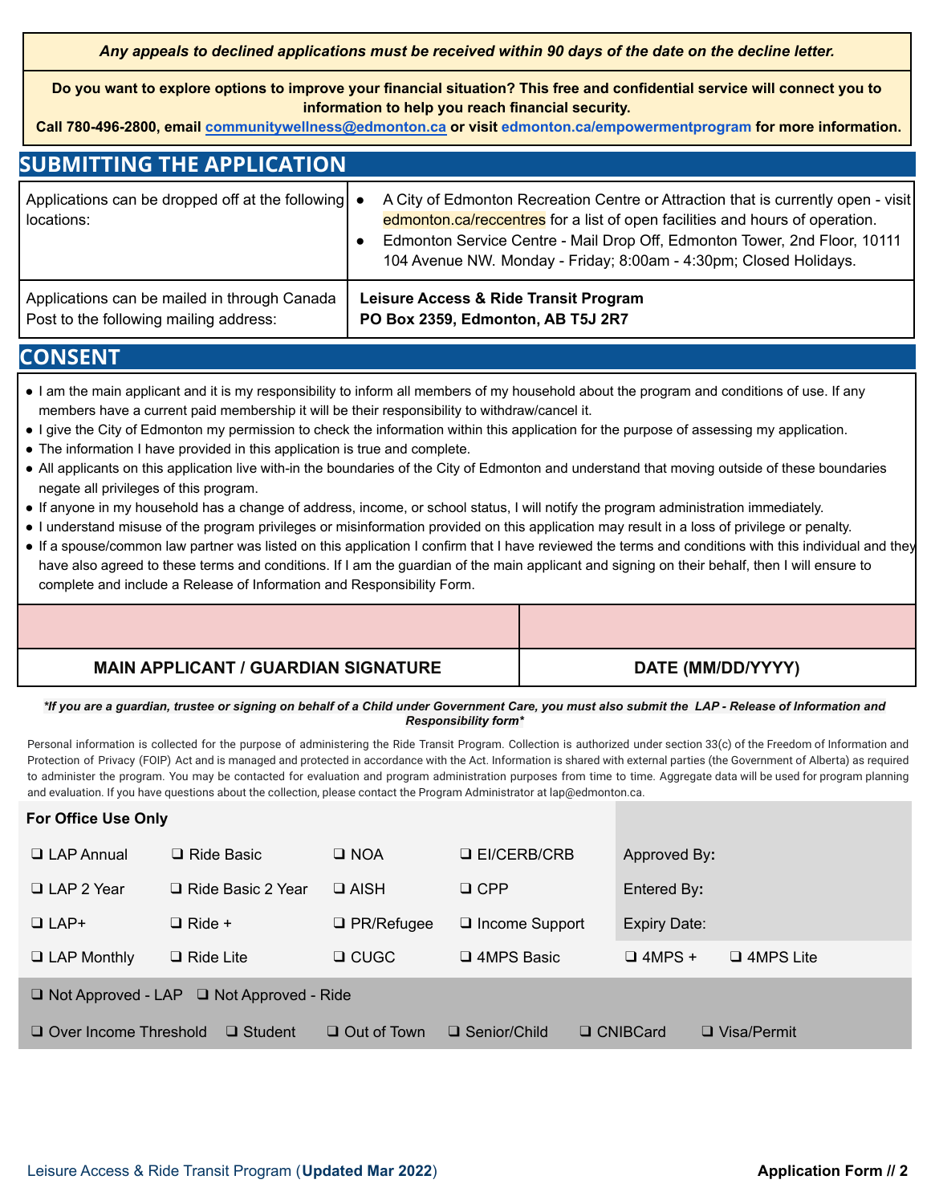***Any appeals to declined applications must be received within 90 days of the date on the decline letter.***

**Do you want to explore options to improve your financial situation? This free and confidential service will connect you to information to help you reach financial security.**
**Call 780-496-2800, email communitywellness@edmonton.ca or visit edmonton.ca/empowermentprogram for more information.**

## SUBMITTING THE APPLICATION

| | |
|---|---|
| Applications can be dropped off at the following locations: | • A City of Edmonton Recreation Centre or Attraction that is currently open - visit edmonton.ca/reccentres for a list of open facilities and hours of operation. • Edmonton Service Centre - Mail Drop Off, Edmonton Tower, 2nd Floor, 10111 104 Avenue NW. Monday - Friday; 8:00am - 4:30pm; Closed Holidays. |
| Applications can be mailed in through Canada Post to the following mailing address: | **Leisure Access & Ride Transit Program** **PO Box 2359, Edmonton, AB T5J 2R7** |

## CONSENT

- I am the main applicant and it is my responsibility to inform all members of my household about the program and conditions of use. If any members have a current paid membership it will be their responsibility to withdraw/cancel it.
- I give the City of Edmonton my permission to check the information within this application for the purpose of assessing my application.
- The information I have provided in this application is true and complete.
- All applicants on this application live with-in the boundaries of the City of Edmonton and understand that moving outside of these boundaries negate all privileges of this program.
- If anyone in my household has a change of address, income, or school status, I will notify the program administration immediately.
- I understand misuse of the program privileges or misinformation provided on this application may result in a loss of privilege or penalty.
- If a spouse/common law partner was listed on this application I confirm that I have reviewed the terms and conditions with this individual and they have also agreed to these terms and conditions. If I am the guardian of the main applicant and signing on their behalf, then I will ensure to complete and include a Release of Information and Responsibility Form.

| | |
|---|---|
| | |
| **MAIN APPLICANT / GUARDIAN SIGNATURE** | **DATE (MM/DD/YYYY)** |

***If you are a guardian, trustee or signing on behalf of a Child under Government Care, you must also submit the LAP - Release of Information and Responsibility form***

Personal information is collected for the purpose of administering the Ride Transit Program. Collection is authorized under section 33(c) of the Freedom of Information and Protection of Privacy (FOIP) Act and is managed and protected in accordance with the Act. Information is shared with external parties (the Government of Alberta) as required to administer the program. You may be contacted for evaluation and program administration purposes from time to time. Aggregate data will be used for program planning and evaluation. If you have questions about the collection, please contact the Program Administrator at lap@edmonton.ca.

**For Office Use Only**

| | | | | | |
|---|---|---|---|---|---|
| ❑ LAP Annual | ❑ Ride Basic | ❑ NOA | ❑ EI/CERB/CRB | Approved By: | |
| ❑ LAP 2 Year | ❑ Ride Basic 2 Year | ❑ AISH | ❑ CPP | Entered By: | |
| ❑ LAP+ | ❑ Ride + | ❑ PR/Refugee | ❑ Income Support | Expiry Date: | |
| ❑ LAP Monthly | ❑ Ride Lite | ❑ CUGC | ❑ 4MPS Basic | ❑ 4MPS + | ❑ 4MPS Lite |
| ❑ Not Approved - LAP | ❑ Not Approved - Ride | | | | |
| ❑ Over Income Threshold | ❑ Student | ❑ Out of Town | ❑ Senior/Child | ❑ CNIBCard | ❑ Visa/Permit |